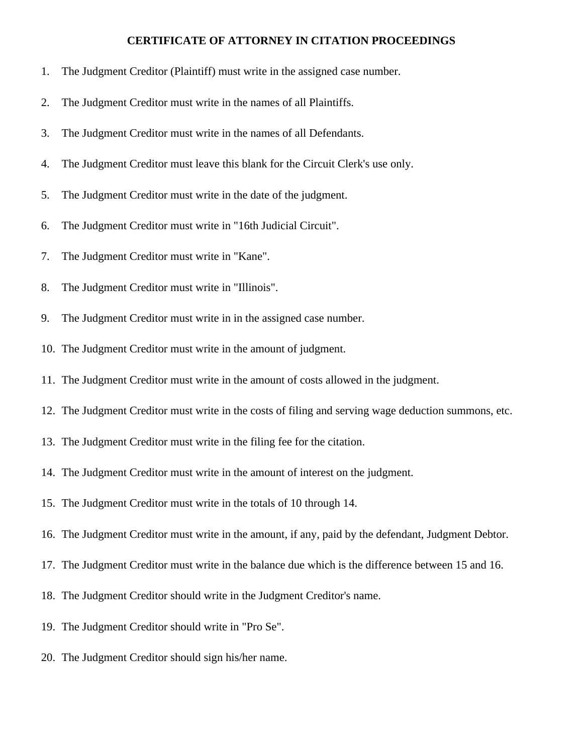# CERTIFICATE OF ATTORNEY IN CITATION PROCEEDINGS

1. The Judgment Creditor (Plaintiff) must write in the assigned case number.
2. The Judgment Creditor must write in the names of all Plaintiffs.
3. The Judgment Creditor must write in the names of all Defendants.
4. The Judgment Creditor must leave this blank for the Circuit Clerk's use only.
5. The Judgment Creditor must write in the date of the judgment.
6. The Judgment Creditor must write in "16th Judicial Circuit".
7. The Judgment Creditor must write in "Kane".
8. The Judgment Creditor must write in "Illinois".
9. The Judgment Creditor must write in in the assigned case number.
10. The Judgment Creditor must write in the amount of judgment.
11. The Judgment Creditor must write in the amount of costs allowed in the judgment.
12. The Judgment Creditor must write in the costs of filing and serving wage deduction summons, etc.
13. The Judgment Creditor must write in the filing fee for the citation.
14. The Judgment Creditor must write in the amount of interest on the judgment.
15. The Judgment Creditor must write in the totals of 10 through 14.
16. The Judgment Creditor must write in the amount, if any, paid by the defendant, Judgment Debtor.
17. The Judgment Creditor must write in the balance due which is the difference between 15 and 16.
18. The Judgment Creditor should write in the Judgment Creditor's name.
19. The Judgment Creditor should write in "Pro Se".
20. The Judgment Creditor should sign his/her name.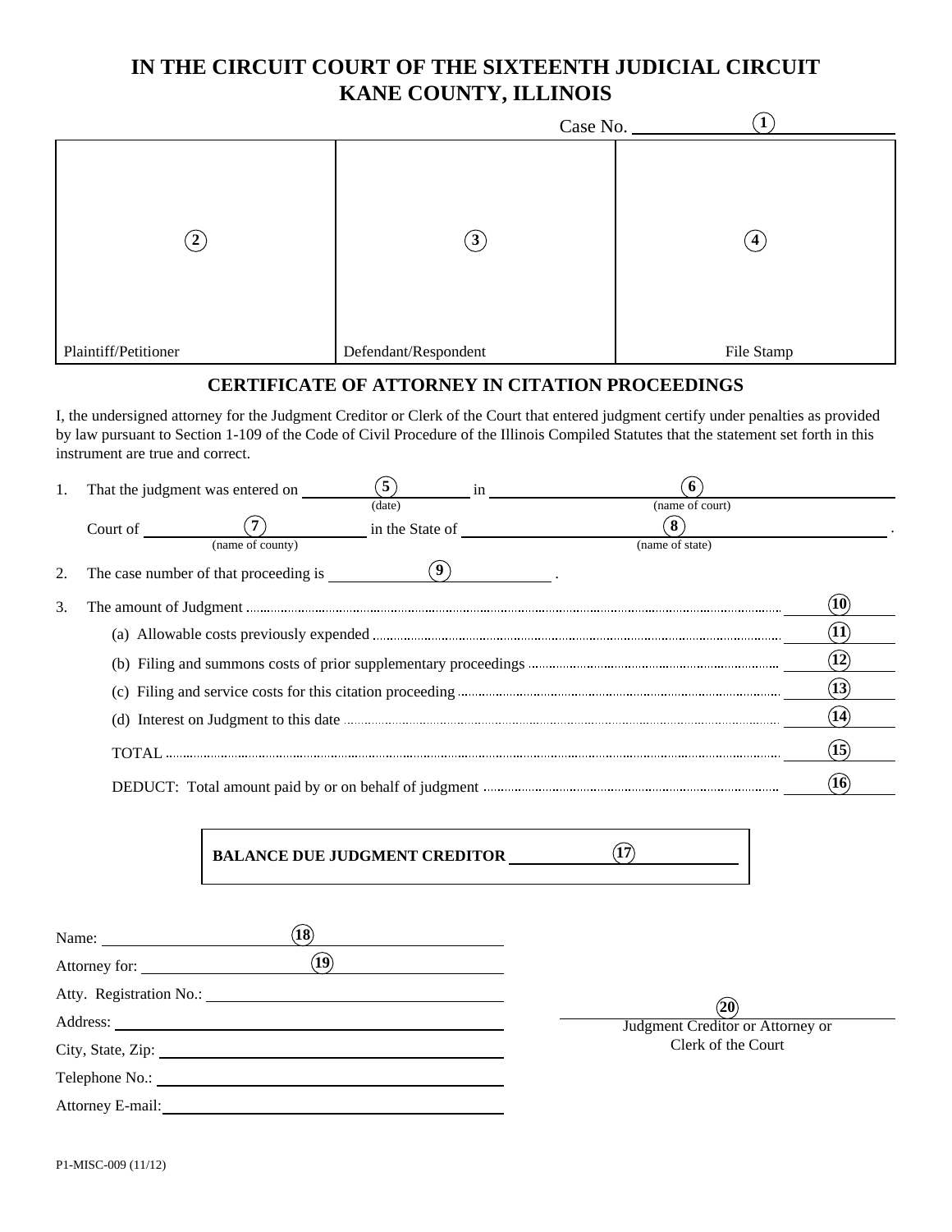# IN THE CIRCUIT COURT OF THE SIXTEENTH JUDICIAL CIRCUIT KANE COUNTY, ILLINOIS

Case No. ______ (1) ______

| (2) | (3) | (4) |
|---|---|---|
| Plaintiff/Petitioner | Defendant/Respondent | File Stamp |

## CERTIFICATE OF ATTORNEY IN CITATION PROCEEDINGS

I, the undersigned attorney for the Judgment Creditor or Clerk of the Court that entered judgment certify under penalties as provided by law pursuant to Section 1-109 of the Code of Civil Procedure of the Illinois Compiled Statutes that the statement set forth in this instrument are true and correct.

1. That the judgment was entered on ______ (5) ______ (date) in ______ (6) ______ (name of court) Court of ______ (7) ______ (name of county) in the State of ______ (8) ______ (name of state).
2. The case number of that proceeding is ______ (9) ______ .
3. The amount of Judgment ............ (10)
   - (a) Allowable costs previously expended ............ (11)
   - (b) Filing and summons costs of prior supplementary proceedings ............ (12)
   - (c) Filing and service costs for this citation proceeding ............ (13)
   - (d) Interest on Judgment to this date ............ (14)

   TOTAL ............ (15)

   DEDUCT: Total amount paid by or on behalf of judgment ............ (16)

**BALANCE DUE JUDGMENT CREDITOR** ______ (17) ______

Name: ______ (18) ______

Attorney for: ______ (19) ______

Atty. Registration No.: ______

Address: ______

City, State, Zip: ______

Telephone No.: ______

Attorney E-mail: ______

______ (20) ______
Judgment Creditor or Attorney or Clerk of the Court

P1-MISC-009 (11/12)